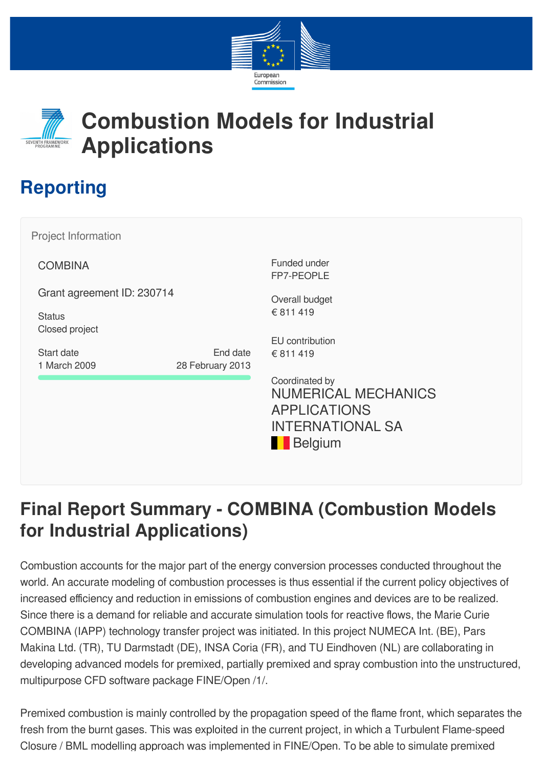# Combustion Models for Industrial Applications

## Reporting

Project Information

COMBINA

Grant agreement ID: 230714

Status
Closed project

Start date
1 March 2009

End date
28 February 2013

Funded under
FP7-PEOPLE

Overall budget
€ 811 419

EU contribution
€ 811 419

Coordinated by
NUMERICAL MECHANICS APPLICATIONS INTERNATIONAL SA
Belgium

## Final Report Summary - COMBINA (Combustion Models for Industrial Applications)

Combustion accounts for the major part of the energy conversion processes conducted throughout the world. An accurate modeling of combustion processes is thus essential if the current policy objectives of increased efficiency and reduction in emissions of combustion engines and devices are to be realized. Since there is a demand for reliable and accurate simulation tools for reactive flows, the Marie Curie COMBINA (IAPP) technology transfer project was initiated. In this project NUMECA Int. (BE), Pars Makina Ltd. (TR), TU Darmstadt (DE), INSA Coria (FR), and TU Eindhoven (NL) are collaborating in developing advanced models for premixed, partially premixed and spray combustion into the unstructured, multipurpose CFD software package FINE/Open /1/.

Premixed combustion is mainly controlled by the propagation speed of the flame front, which separates the fresh from the burnt gases. This was exploited in the current project, in which a Turbulent Flame-speed Closure / BML modelling approach was implemented in FINE/Open. To be able to simulate premixed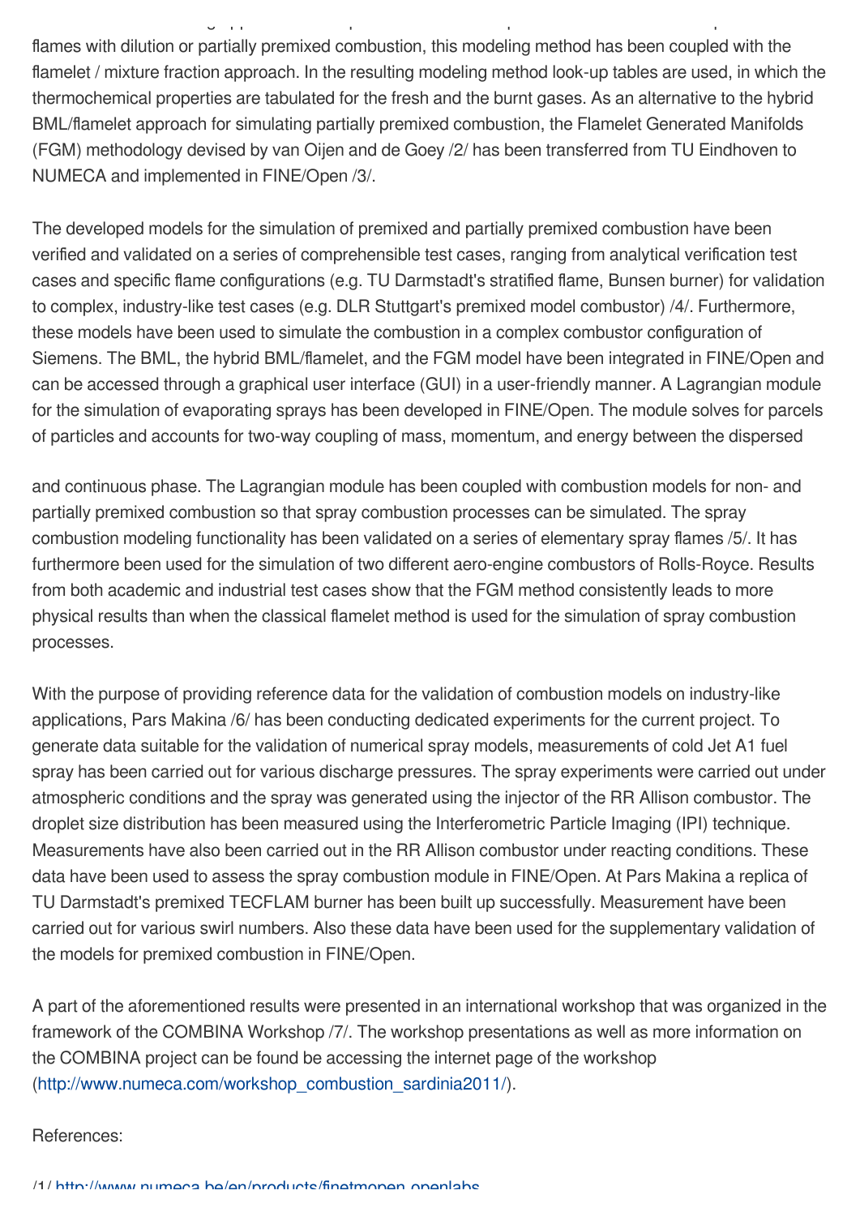flames with dilution or partially premixed combustion, this modeling method has been coupled with the flamelet / mixture fraction approach. In the resulting modeling method look-up tables are used, in which the thermochemical properties are tabulated for the fresh and the burnt gases. As an alternative to the hybrid BML/flamelet approach for simulating partially premixed combustion, the Flamelet Generated Manifolds (FGM) methodology devised by van Oijen and de Goey /2/ has been transferred from TU Eindhoven to NUMECA and implemented in FINE/Open /3/.

The developed models for the simulation of premixed and partially premixed combustion have been verified and validated on a series of comprehensible test cases, ranging from analytical verification test cases and specific flame configurations (e.g. TU Darmstadt's stratified flame, Bunsen burner) for validation to complex, industry-like test cases (e.g. DLR Stuttgart's premixed model combustor) /4/. Furthermore, these models have been used to simulate the combustion in a complex combustor configuration of Siemens. The BML, the hybrid BML/flamelet, and the FGM model have been integrated in FINE/Open and can be accessed through a graphical user interface (GUI) in a user-friendly manner. A Lagrangian module for the simulation of evaporating sprays has been developed in FINE/Open. The module solves for parcels of particles and accounts for two-way coupling of mass, momentum, and energy between the dispersed and continuous phase. The Lagrangian module has been coupled with combustion models for non- and partially premixed combustion so that spray combustion processes can be simulated. The spray combustion modeling functionality has been validated on a series of elementary spray flames /5/. It has furthermore been used for the simulation of two different aero-engine combustors of Rolls-Royce. Results from both academic and industrial test cases show that the FGM method consistently leads to more physical results than when the classical flamelet method is used for the simulation of spray combustion processes.

With the purpose of providing reference data for the validation of combustion models on industry-like applications, Pars Makina /6/ has been conducting dedicated experiments for the current project. To generate data suitable for the validation of numerical spray models, measurements of cold Jet A1 fuel spray has been carried out for various discharge pressures. The spray experiments were carried out under atmospheric conditions and the spray was generated using the injector of the RR Allison combustor. The droplet size distribution has been measured using the Interferometric Particle Imaging (IPI) technique. Measurements have also been carried out in the RR Allison combustor under reacting conditions. These data have been used to assess the spray combustion module in FINE/Open. At Pars Makina a replica of TU Darmstadt's premixed TECFLAM burner has been built up successfully. Measurement have been carried out for various swirl numbers. Also these data have been used for the supplementary validation of the models for premixed combustion in FINE/Open.

A part of the aforementioned results were presented in an international workshop that was organized in the framework of the COMBINA Workshop /7/. The workshop presentations as well as more information on the COMBINA project can be found be accessing the internet page of the workshop (http://www.numeca.com/workshop_combustion_sardinia2011/).

References:

/1/ http://www.numeca.be/en/products/finetmopen_openlabs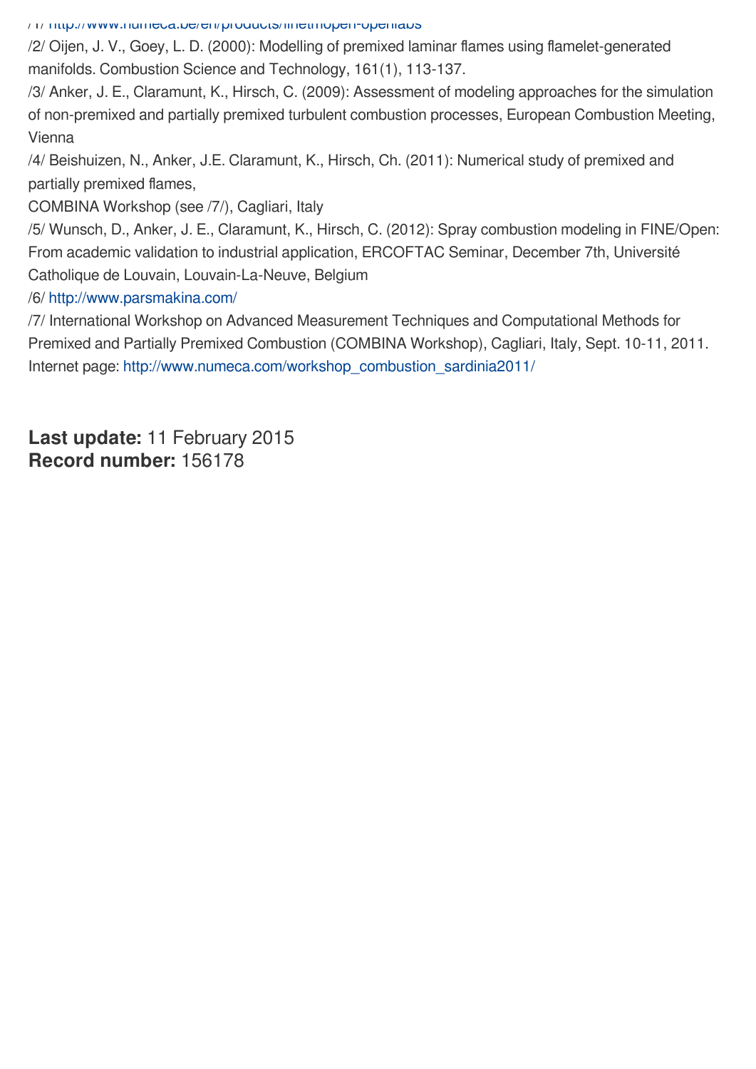/1/ http://www.numeca.be/en/products/finetmopen-openlabs

/2/ Oijen, J. V., Goey, L. D. (2000): Modelling of premixed laminar flames using flamelet-generated manifolds. Combustion Science and Technology, 161(1), 113-137.

/3/ Anker, J. E., Claramunt, K., Hirsch, C. (2009): Assessment of modeling approaches for the simulation of non-premixed and partially premixed turbulent combustion processes, European Combustion Meeting, Vienna

/4/ Beishuizen, N., Anker, J.E. Claramunt, K., Hirsch, Ch. (2011): Numerical study of premixed and partially premixed flames,

COMBINA Workshop (see /7/), Cagliari, Italy

/5/ Wunsch, D., Anker, J. E., Claramunt, K., Hirsch, C. (2012): Spray combustion modeling in FINE/Open: From academic validation to industrial application, ERCOFTAC Seminar, December 7th, Université Catholique de Louvain, Louvain-La-Neuve, Belgium

/6/ http://www.parsmakina.com/

/7/ International Workshop on Advanced Measurement Techniques and Computational Methods for Premixed and Partially Premixed Combustion (COMBINA Workshop), Cagliari, Italy, Sept. 10-11, 2011. Internet page: http://www.numeca.com/workshop_combustion_sardinia2011/

**Last update:** 11 February 2015
**Record number:** 156178